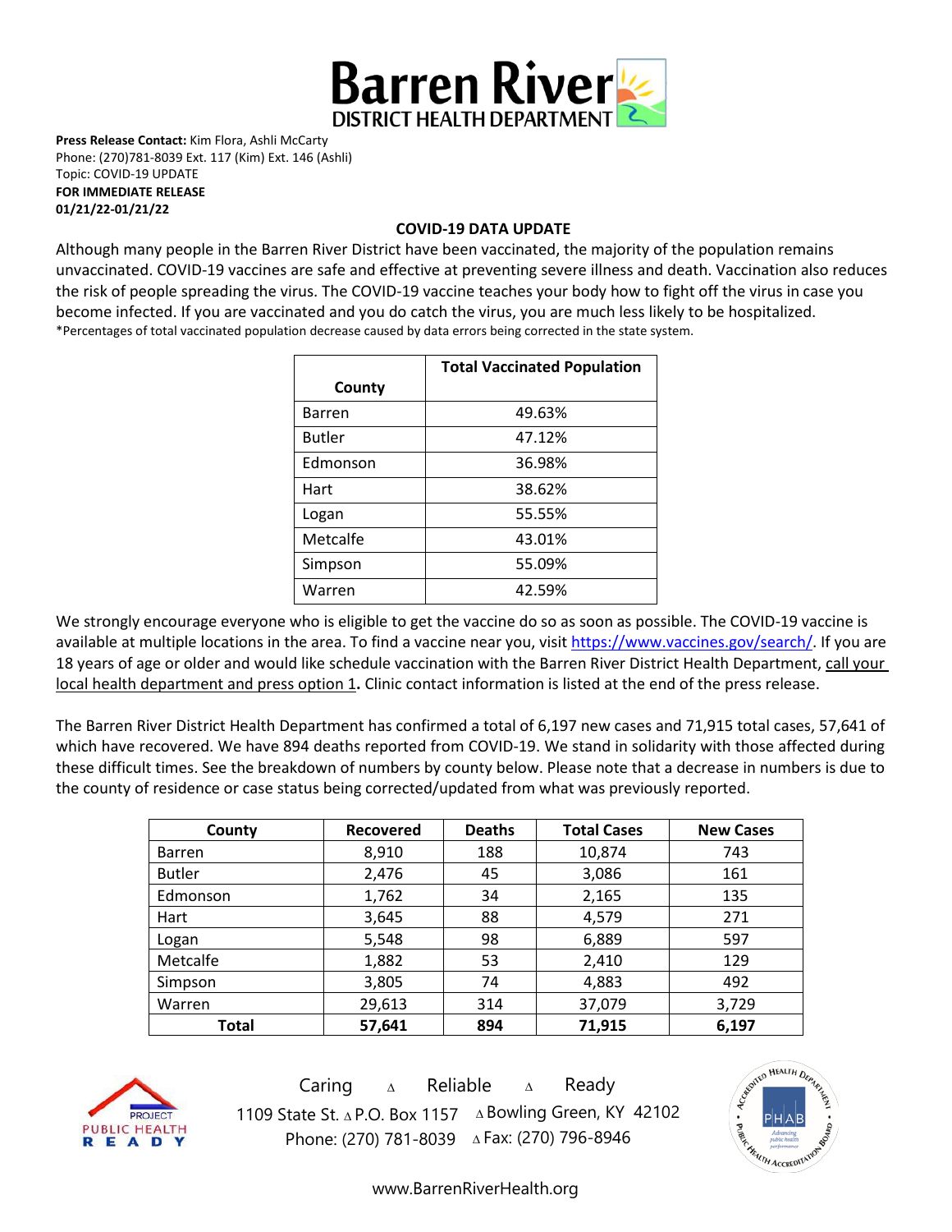# Barren River DISTRICT HEALTH DEPARTMENT

**Press Release Contact:** Kim Flora, Ashli McCarty
Phone: (270)781-8039 Ext. 117 (Kim) Ext. 146 (Ashli)
Topic: COVID-19 UPDATE
**FOR IMMEDIATE RELEASE**
**01/21/22-01/21/22**

## COVID-19 DATA UPDATE

Although many people in the Barren River District have been vaccinated, the majority of the population remains unvaccinated. COVID-19 vaccines are safe and effective at preventing severe illness and death. Vaccination also reduces the risk of people spreading the virus. The COVID-19 vaccine teaches your body how to fight off the virus in case you become infected. If you are vaccinated and you do catch the virus, you are much less likely to be hospitalized.

*Percentages of total vaccinated population decrease caused by data errors being corrected in the state system.

| County | Total Vaccinated Population |
|---|---|
| Barren | 49.63% |
| Butler | 47.12% |
| Edmonson | 36.98% |
| Hart | 38.62% |
| Logan | 55.55% |
| Metcalfe | 43.01% |
| Simpson | 55.09% |
| Warren | 42.59% |

We strongly encourage everyone who is eligible to get the vaccine do so as soon as possible. The COVID-19 vaccine is available at multiple locations in the area. To find a vaccine near you, visit https://www.vaccines.gov/search/. If you are 18 years of age or older and would like schedule vaccination with the Barren River District Health Department, call your local health department and press option 1**.** Clinic contact information is listed at the end of the press release.

The Barren River District Health Department has confirmed a total of 6,197 new cases and 71,915 total cases, 57,641 of which have recovered. We have 894 deaths reported from COVID-19. We stand in solidarity with those affected during these difficult times. See the breakdown of numbers by county below. Please note that a decrease in numbers is due to the county of residence or case status being corrected/updated from what was previously reported.

| County | Recovered | Deaths | Total Cases | New Cases |
|---|---|---|---|---|
| Barren | 8,910 | 188 | 10,874 | 743 |
| Butler | 2,476 | 45 | 3,086 | 161 |
| Edmonson | 1,762 | 34 | 2,165 | 135 |
| Hart | 3,645 | 88 | 4,579 | 271 |
| Logan | 5,548 | 98 | 6,889 | 597 |
| Metcalfe | 1,882 | 53 | 2,410 | 129 |
| Simpson | 3,805 | 74 | 4,883 | 492 |
| Warren | 29,613 | 314 | 37,079 | 3,729 |
| **Total** | **57,641** | **894** | **71,915** | **6,197** |

Caring ∆ Reliable ∆ Ready
1109 State St. ∆ P.O. Box 1157 ∆ Bowling Green, KY 42102
Phone: (270) 781-8039 ∆ Fax: (270) 796-8946

www.BarrenRiverHealth.org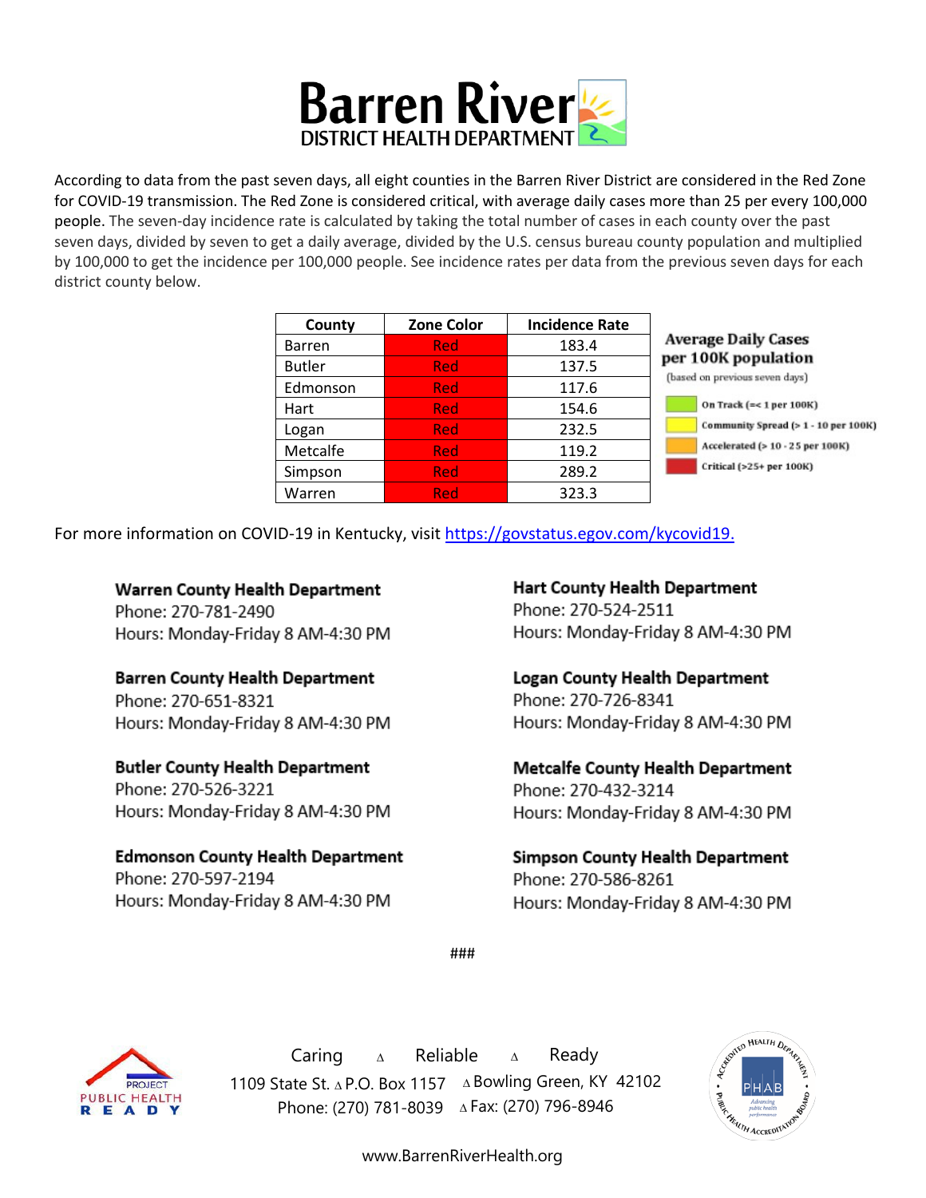# Barren River DISTRICT HEALTH DEPARTMENT

According to data from the past seven days, all eight counties in the Barren River District are considered in the Red Zone for COVID-19 transmission. The Red Zone is considered critical, with average daily cases more than 25 per every 100,000 people. The seven-day incidence rate is calculated by taking the total number of cases in each county over the past seven days, divided by seven to get a daily average, divided by the U.S. census bureau county population and multiplied by 100,000 to get the incidence per 100,000 people. See incidence rates per data from the previous seven days for each district county below.

| County | Zone Color | Incidence Rate |
|---|---|---|
| Barren | Red | 183.4 |
| Butler | Red | 137.5 |
| Edmonson | Red | 117.6 |
| Hart | Red | 154.6 |
| Logan | Red | 232.5 |
| Metcalfe | Red | 119.2 |
| Simpson | Red | 289.2 |
| Warren | Red | 323.3 |

**Average Daily Cases per 100K population**
(based on previous seven days)

- On Track (=< 1 per 100K)
- Community Spread (> 1 - 10 per 100K)
- Accelerated (> 10 - 25 per 100K)
- Critical (>25+ per 100K)

For more information on COVID-19 in Kentucky, visit https://govstatus.egov.com/kycovid19.

**Warren County Health Department**
Phone: 270-781-2490
Hours: Monday-Friday 8 AM-4:30 PM

**Barren County Health Department**
Phone: 270-651-8321
Hours: Monday-Friday 8 AM-4:30 PM

**Butler County Health Department**
Phone: 270-526-3221
Hours: Monday-Friday 8 AM-4:30 PM

**Edmonson County Health Department**
Phone: 270-597-2194
Hours: Monday-Friday 8 AM-4:30 PM

**Hart County Health Department**
Phone: 270-524-2511
Hours: Monday-Friday 8 AM-4:30 PM

**Logan County Health Department**
Phone: 270-726-8341
Hours: Monday-Friday 8 AM-4:30 PM

**Metcalfe County Health Department**
Phone: 270-432-3214
Hours: Monday-Friday 8 AM-4:30 PM

**Simpson County Health Department**
Phone: 270-586-8261
Hours: Monday-Friday 8 AM-4:30 PM

###

Caring ∆ Reliable ∆ Ready
1109 State St. ∆ P.O. Box 1157 ∆ Bowling Green, KY 42102
Phone: (270) 781-8039 ∆ Fax: (270) 796-8946

www.BarrenRiverHealth.org